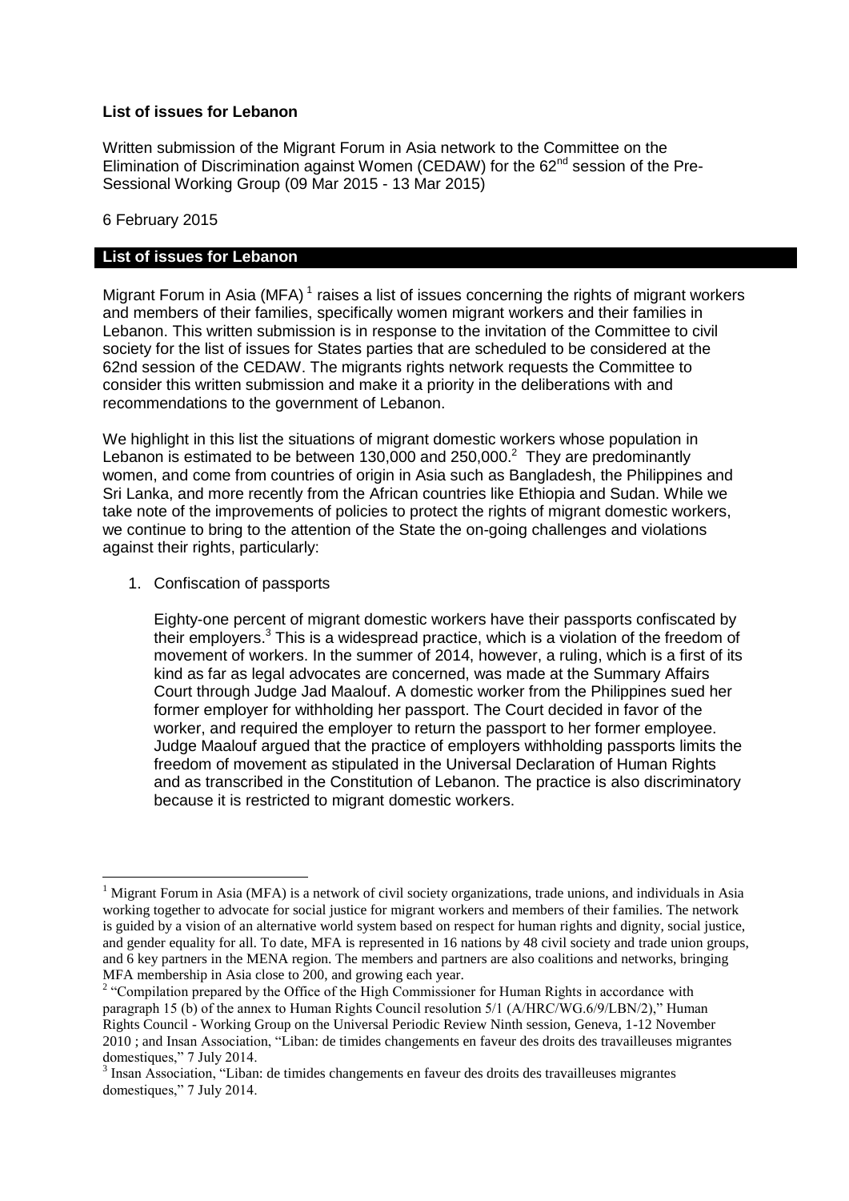**List of issues for Lebanon**

Written submission of the Migrant Forum in Asia network to the Committee on the Elimination of Discrimination against Women (CEDAW) for the 62nd session of the Pre-Sessional Working Group (09 Mar 2015 - 13 Mar 2015)

6 February 2015

## List of issues for Lebanon

Migrant Forum in Asia (MFA) [1] raises a list of issues concerning the rights of migrant workers and members of their families, specifically women migrant workers and their families in Lebanon. This written submission is in response to the invitation of the Committee to civil society for the list of issues for States parties that are scheduled to be considered at the 62nd session of the CEDAW. The migrants rights network requests the Committee to consider this written submission and make it a priority in the deliberations with and recommendations to the government of Lebanon.

We highlight in this list the situations of migrant domestic workers whose population in Lebanon is estimated to be between 130,000 and 250,000.[2] They are predominantly women, and come from countries of origin in Asia such as Bangladesh, the Philippines and Sri Lanka, and more recently from the African countries like Ethiopia and Sudan. While we take note of the improvements of policies to protect the rights of migrant domestic workers, we continue to bring to the attention of the State the on-going challenges and violations against their rights, particularly:

1. Confiscation of passports

   Eighty-one percent of migrant domestic workers have their passports confiscated by their employers.[3] This is a widespread practice, which is a violation of the freedom of movement of workers. In the summer of 2014, however, a ruling, which is a first of its kind as far as legal advocates are concerned, was made at the Summary Affairs Court through Judge Jad Maalouf. A domestic worker from the Philippines sued her former employer for withholding her passport. The Court decided in favor of the worker, and required the employer to return the passport to her former employee. Judge Maalouf argued that the practice of employers withholding passports limits the freedom of movement as stipulated in the Universal Declaration of Human Rights and as transcribed in the Constitution of Lebanon. The practice is also discriminatory because it is restricted to migrant domestic workers.

---

[1] Migrant Forum in Asia (MFA) is a network of civil society organizations, trade unions, and individuals in Asia working together to advocate for social justice for migrant workers and members of their families. The network is guided by a vision of an alternative world system based on respect for human rights and dignity, social justice, and gender equality for all. To date, MFA is represented in 16 nations by 48 civil society and trade union groups, and 6 key partners in the MENA region. The members and partners are also coalitions and networks, bringing MFA membership in Asia close to 200, and growing each year.

[2] "Compilation prepared by the Office of the High Commissioner for Human Rights in accordance with paragraph 15 (b) of the annex to Human Rights Council resolution 5/1 (A/HRC/WG.6/9/LBN/2)," Human Rights Council - Working Group on the Universal Periodic Review Ninth session, Geneva, 1-12 November 2010 ; and Insan Association, "Liban: de timides changements en faveur des droits des travailleuses migrantes domestiques," 7 July 2014.

[3] Insan Association, "Liban: de timides changements en faveur des droits des travailleuses migrantes domestiques," 7 July 2014.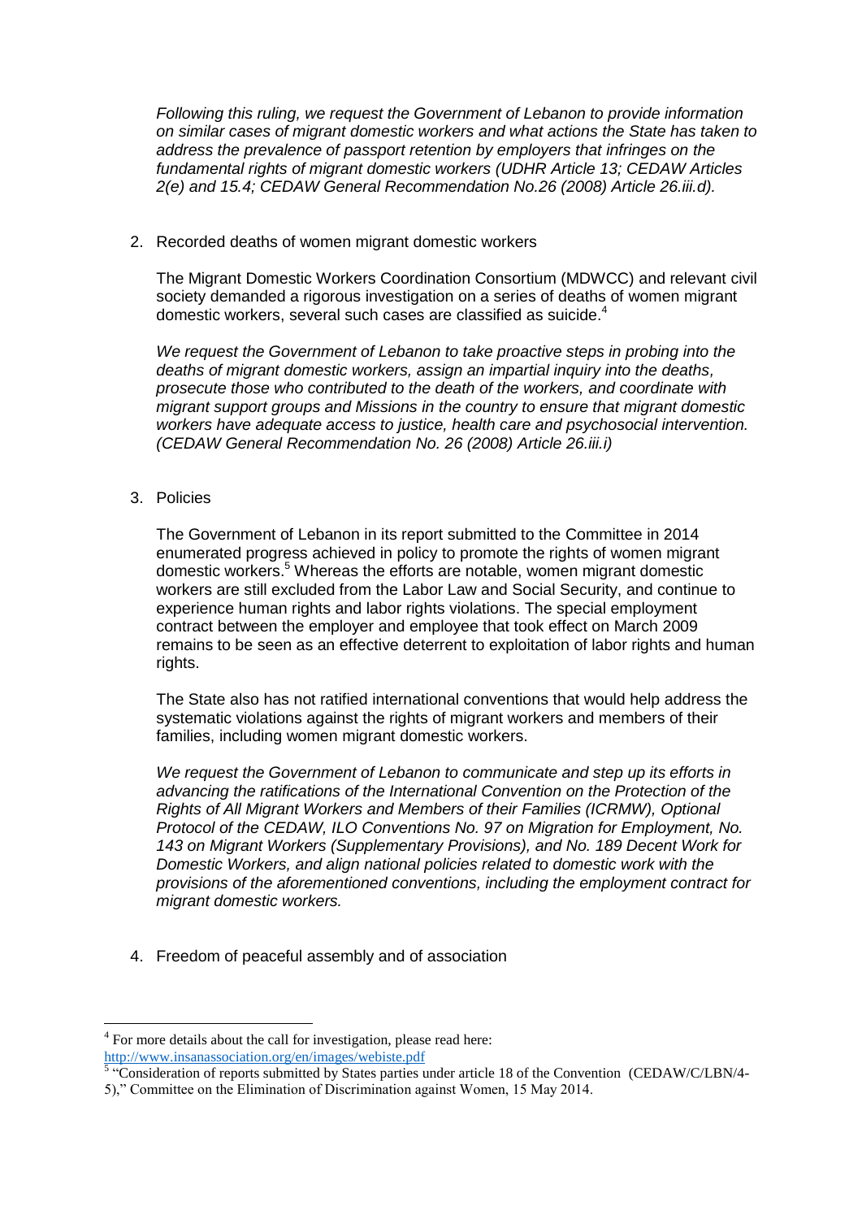*Following this ruling, we request the Government of Lebanon to provide information on similar cases of migrant domestic workers and what actions the State has taken to address the prevalence of passport retention by employers that infringes on the fundamental rights of migrant domestic workers (UDHR Article 13; CEDAW Articles 2(e) and 15.4; CEDAW General Recommendation No.26 (2008) Article 26.iii.d).*

2. Recorded deaths of women migrant domestic workers

   The Migrant Domestic Workers Coordination Consortium (MDWCC) and relevant civil society demanded a rigorous investigation on a series of deaths of women migrant domestic workers, several such cases are classified as suicide.[4]

   *We request the Government of Lebanon to take proactive steps in probing into the deaths of migrant domestic workers, assign an impartial inquiry into the deaths, prosecute those who contributed to the death of the workers, and coordinate with migrant support groups and Missions in the country to ensure that migrant domestic workers have adequate access to justice, health care and psychosocial intervention. (CEDAW General Recommendation No. 26 (2008) Article 26.iii.i)*

3. Policies

   The Government of Lebanon in its report submitted to the Committee in 2014 enumerated progress achieved in policy to promote the rights of women migrant domestic workers.[5] Whereas the efforts are notable, women migrant domestic workers are still excluded from the Labor Law and Social Security, and continue to experience human rights and labor rights violations. The special employment contract between the employer and employee that took effect on March 2009 remains to be seen as an effective deterrent to exploitation of labor rights and human rights.

   The State also has not ratified international conventions that would help address the systematic violations against the rights of migrant workers and members of their families, including women migrant domestic workers.

   *We request the Government of Lebanon to communicate and step up its efforts in advancing the ratifications of the International Convention on the Protection of the Rights of All Migrant Workers and Members of their Families (ICRMW), Optional Protocol of the CEDAW, ILO Conventions No. 97 on Migration for Employment, No. 143 on Migrant Workers (Supplementary Provisions), and No. 189 Decent Work for Domestic Workers, and align national policies related to domestic work with the provisions of the aforementioned conventions, including the employment contract for migrant domestic workers.*

4. Freedom of peaceful assembly and of association

---

[4] For more details about the call for investigation, please read here: http://www.insanassociation.org/en/images/webiste.pdf

[5] "Consideration of reports submitted by States parties under article 18 of the Convention (CEDAW/C/LBN/4-5)," Committee on the Elimination of Discrimination against Women, 15 May 2014.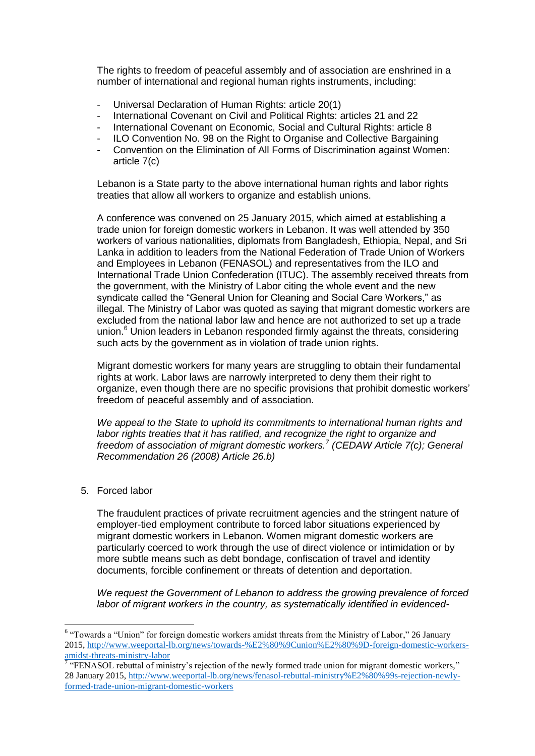The rights to freedom of peaceful assembly and of association are enshrined in a number of international and regional human rights instruments, including:

- Universal Declaration of Human Rights: article 20(1)
- International Covenant on Civil and Political Rights: articles 21 and 22
- International Covenant on Economic, Social and Cultural Rights: article 8
- ILO Convention No. 98 on the Right to Organise and Collective Bargaining
- Convention on the Elimination of All Forms of Discrimination against Women: article 7(c)

Lebanon is a State party to the above international human rights and labor rights treaties that allow all workers to organize and establish unions.

A conference was convened on 25 January 2015, which aimed at establishing a trade union for foreign domestic workers in Lebanon. It was well attended by 350 workers of various nationalities, diplomats from Bangladesh, Ethiopia, Nepal, and Sri Lanka in addition to leaders from the National Federation of Trade Union of Workers and Employees in Lebanon (FENASOL) and representatives from the ILO and International Trade Union Confederation (ITUC). The assembly received threats from the government, with the Ministry of Labor citing the whole event and the new syndicate called the "General Union for Cleaning and Social Care Workers," as illegal. The Ministry of Labor was quoted as saying that migrant domestic workers are excluded from the national labor law and hence are not authorized to set up a trade union.[6] Union leaders in Lebanon responded firmly against the threats, considering such acts by the government as in violation of trade union rights.

Migrant domestic workers for many years are struggling to obtain their fundamental rights at work. Labor laws are narrowly interpreted to deny them their right to organize, even though there are no specific provisions that prohibit domestic workers' freedom of peaceful assembly and of association.

*We appeal to the State to uphold its commitments to international human rights and labor rights treaties that it has ratified, and recognize the right to organize and freedom of association of migrant domestic workers.[7] (CEDAW Article 7(c); General Recommendation 26 (2008) Article 26.b)*

5. Forced labor

The fraudulent practices of private recruitment agencies and the stringent nature of employer-tied employment contribute to forced labor situations experienced by migrant domestic workers in Lebanon. Women migrant domestic workers are particularly coerced to work through the use of direct violence or intimidation or by more subtle means such as debt bondage, confiscation of travel and identity documents, forcible confinement or threats of detention and deportation.

*We request the Government of Lebanon to address the growing prevalence of forced labor of migrant workers in the country, as systematically identified in evidenced-*

---

[6] "Towards a "Union" for foreign domestic workers amidst threats from the Ministry of Labor," 26 January 2015, http://www.weeportal-lb.org/news/towards-%E2%80%9Cunion%E2%80%9D-foreign-domestic-workers-amidst-threats-ministry-labor

[7] "FENASOL rebuttal of ministry's rejection of the newly formed trade union for migrant domestic workers," 28 January 2015, http://www.weeportal-lb.org/news/fenasol-rebuttal-ministry%E2%80%99s-rejection-newly-formed-trade-union-migrant-domestic-workers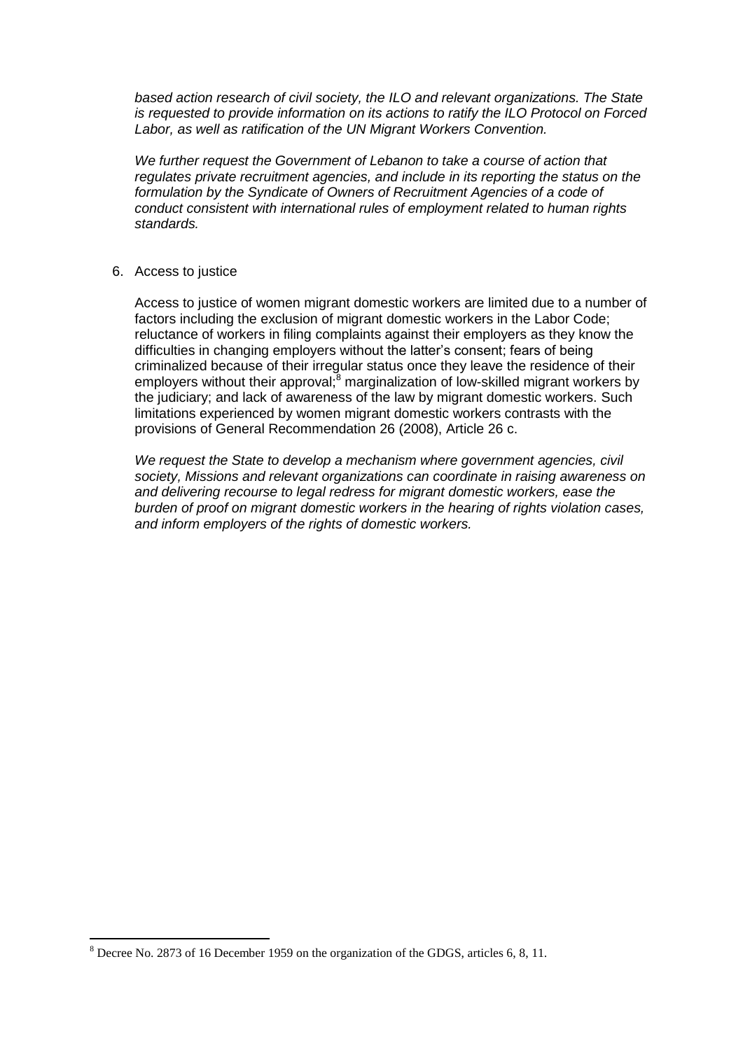*based action research of civil society, the ILO and relevant organizations. The State is requested to provide information on its actions to ratify the ILO Protocol on Forced Labor, as well as ratification of the UN Migrant Workers Convention.*

*We further request the Government of Lebanon to take a course of action that regulates private recruitment agencies, and include in its reporting the status on the formulation by the Syndicate of Owners of Recruitment Agencies of a code of conduct consistent with international rules of employment related to human rights standards.*

6. Access to justice

Access to justice of women migrant domestic workers are limited due to a number of factors including the exclusion of migrant domestic workers in the Labor Code; reluctance of workers in filing complaints against their employers as they know the difficulties in changing employers without the latter's consent; fears of being criminalized because of their irregular status once they leave the residence of their employers without their approval;[8] marginalization of low-skilled migrant workers by the judiciary; and lack of awareness of the law by migrant domestic workers. Such limitations experienced by women migrant domestic workers contrasts with the provisions of General Recommendation 26 (2008), Article 26 c.

*We request the State to develop a mechanism where government agencies, civil society, Missions and relevant organizations can coordinate in raising awareness on and delivering recourse to legal redress for migrant domestic workers, ease the burden of proof on migrant domestic workers in the hearing of rights violation cases, and inform employers of the rights of domestic workers.*

---

[8] Decree No. 2873 of 16 December 1959 on the organization of the GDGS, articles 6, 8, 11.